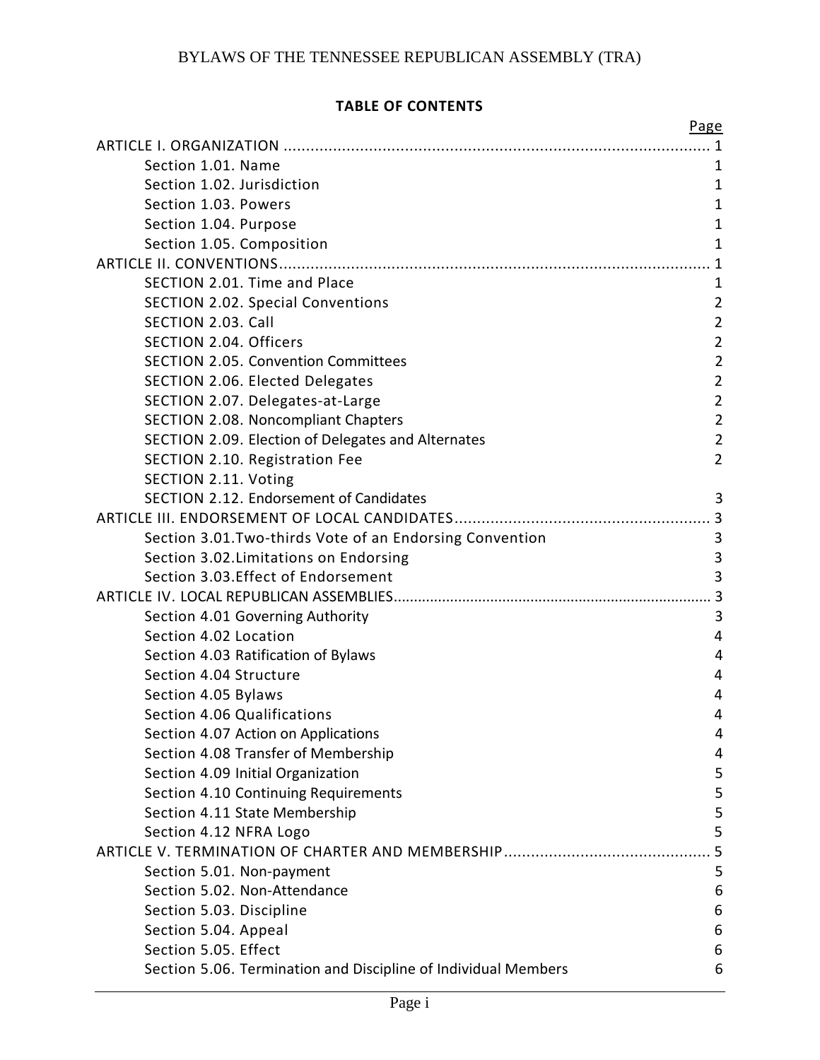# BYLAWS OF THE TENNESSEE REPUBLICAN ASSEMBLY (TRA)

## TABLE OF CONTENTS

| | Page |
|---|---|
| ARTICLE I. ORGANIZATION | 1 |
| Section 1.01. Name | 1 |
| Section 1.02. Jurisdiction | 1 |
| Section 1.03. Powers | 1 |
| Section 1.04. Purpose | 1 |
| Section 1.05. Composition | 1 |
| ARTICLE II. CONVENTIONS | 1 |
| SECTION 2.01. Time and Place | 1 |
| SECTION 2.02. Special Conventions | 2 |
| SECTION 2.03. Call | 2 |
| SECTION 2.04. Officers | 2 |
| SECTION 2.05. Convention Committees | 2 |
| SECTION 2.06. Elected Delegates | 2 |
| SECTION 2.07. Delegates-at-Large | 2 |
| SECTION 2.08. Noncompliant Chapters | 2 |
| SECTION 2.09. Election of Delegates and Alternates | 2 |
| SECTION 2.10. Registration Fee | 2 |
| SECTION 2.11. Voting | |
| SECTION 2.12. Endorsement of Candidates | 3 |
| ARTICLE III. ENDORSEMENT OF LOCAL CANDIDATES | 3 |
| Section 3.01.Two-thirds Vote of an Endorsing Convention | 3 |
| Section 3.02.Limitations on Endorsing | 3 |
| Section 3.03.Effect of Endorsement | 3 |
| ARTICLE IV. LOCAL REPUBLICAN ASSEMBLIES | 3 |
| Section 4.01 Governing Authority | 3 |
| Section 4.02 Location | 4 |
| Section 4.03 Ratification of Bylaws | 4 |
| Section 4.04 Structure | 4 |
| Section 4.05 Bylaws | 4 |
| Section 4.06 Qualifications | 4 |
| Section 4.07 Action on Applications | 4 |
| Section 4.08 Transfer of Membership | 4 |
| Section 4.09 Initial Organization | 5 |
| Section 4.10 Continuing Requirements | 5 |
| Section 4.11 State Membership | 5 |
| Section 4.12 NFRA Logo | 5 |
| ARTICLE V. TERMINATION OF CHARTER AND MEMBERSHIP | 5 |
| Section 5.01. Non-payment | 5 |
| Section 5.02. Non-Attendance | 6 |
| Section 5.03. Discipline | 6 |
| Section 5.04. Appeal | 6 |
| Section 5.05. Effect | 6 |
| Section 5.06. Termination and Discipline of Individual Members | 6 |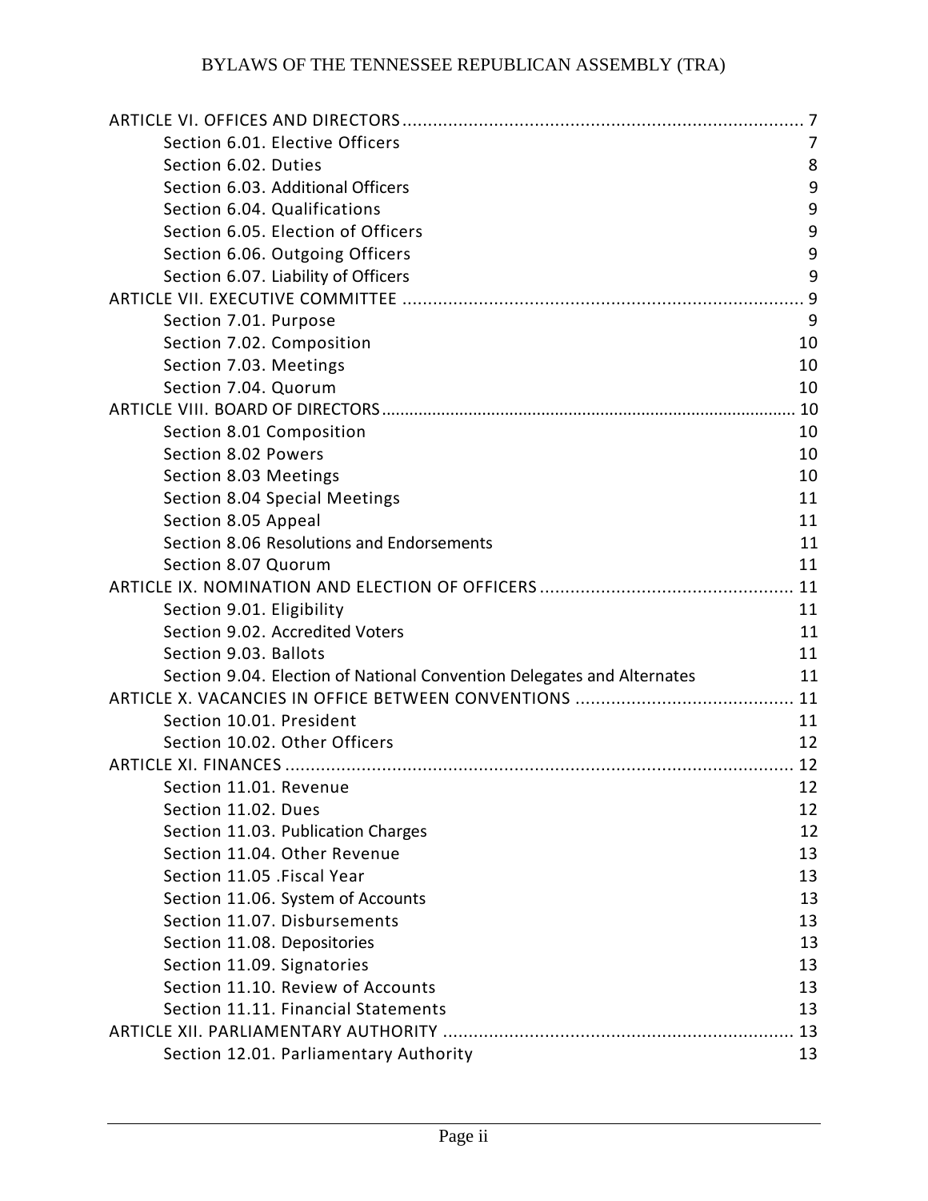ARTICLE VI. OFFICES AND DIRECTORS ........................................................................ 7
- Section 6.01. Elective Officers 7
- Section 6.02. Duties 8
- Section 6.03. Additional Officers 9
- Section 6.04. Qualifications 9
- Section 6.05. Election of Officers 9
- Section 6.06. Outgoing Officers 9
- Section 6.07. Liability of Officers 9

ARTICLE VII. EXECUTIVE COMMITTEE ........................................................................ 9
- Section 7.01. Purpose 9
- Section 7.02. Composition 10
- Section 7.03. Meetings 10
- Section 7.04. Quorum 10

ARTICLE VIII. BOARD OF DIRECTORS........................................................................ 10
- Section 8.01 Composition 10
- Section 8.02 Powers 10
- Section 8.03 Meetings 10
- Section 8.04 Special Meetings 11
- Section 8.05 Appeal 11
- Section 8.06 Resolutions and Endorsements 11
- Section 8.07 Quorum 11

ARTICLE IX. NOMINATION AND ELECTION OF OFFICERS ........................................... 11
- Section 9.01. Eligibility 11
- Section 9.02. Accredited Voters 11
- Section 9.03. Ballots 11
- Section 9.04. Election of National Convention Delegates and Alternates 11

ARTICLE X. VACANCIES IN OFFICE BETWEEN CONVENTIONS ...................................... 11
- Section 10.01. President 11
- Section 10.02. Other Officers 12

ARTICLE XI. FINANCES ........................................................................................ 12
- Section 11.01. Revenue 12
- Section 11.02. Dues 12
- Section 11.03. Publication Charges 12
- Section 11.04. Other Revenue 13
- Section 11.05 .Fiscal Year 13
- Section 11.06. System of Accounts 13
- Section 11.07. Disbursements 13
- Section 11.08. Depositories 13
- Section 11.09. Signatories 13
- Section 11.10. Review of Accounts 13
- Section 11.11. Financial Statements 13

ARTICLE XII. PARLIAMENTARY AUTHORITY ................................................................ 13
- Section 12.01. Parliamentary Authority 13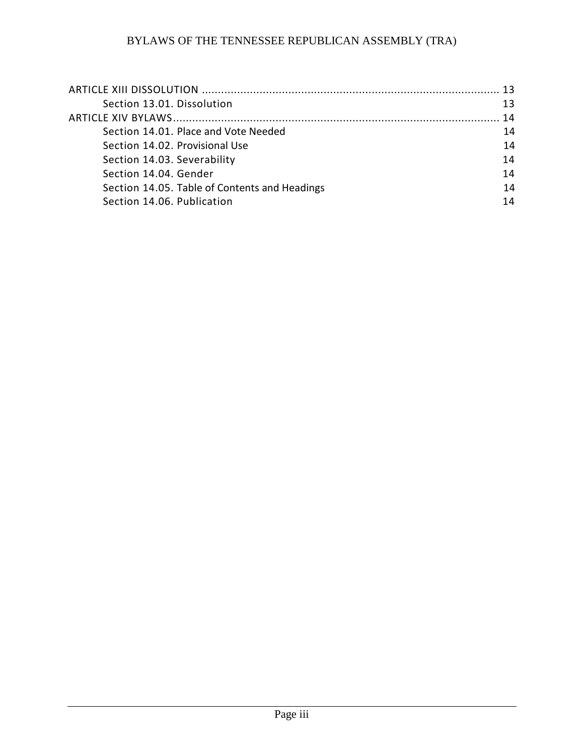ARTICLE XIII DISSOLUTION ............................................................................................ 13

Section 13.01. Dissolution 13

ARTICLE XIV BYLAWS..................................................................................................... 14

Section 14.01. Place and Vote Needed 14

Section 14.02. Provisional Use 14

Section 14.03. Severability 14

Section 14.04. Gender 14

Section 14.05. Table of Contents and Headings 14

Section 14.06. Publication 14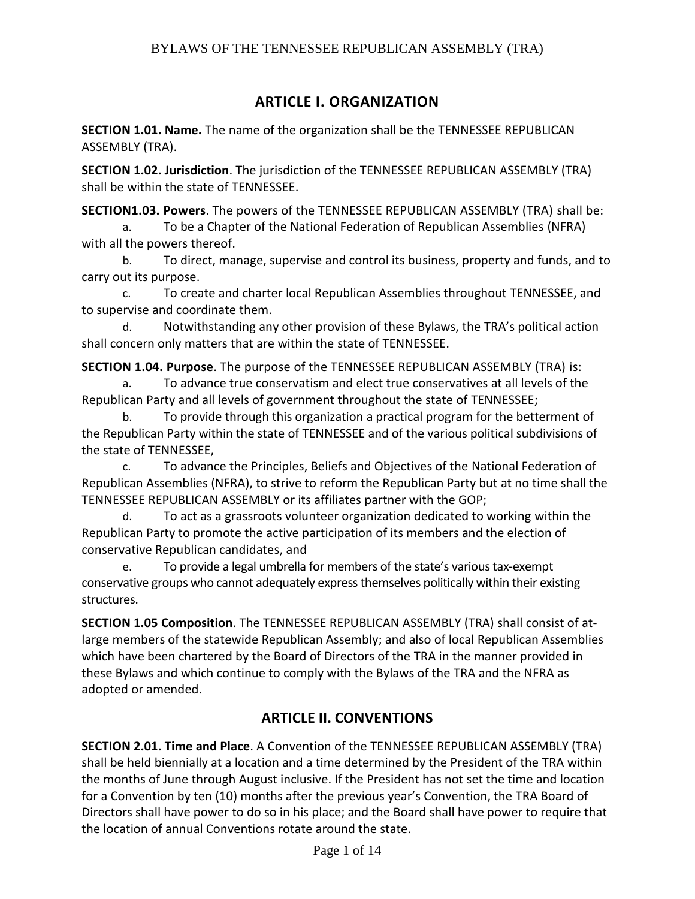## ARTICLE I. ORGANIZATION

**SECTION 1.01. Name.** The name of the organization shall be the TENNESSEE REPUBLICAN ASSEMBLY (TRA).

**SECTION 1.02. Jurisdiction**. The jurisdiction of the TENNESSEE REPUBLICAN ASSEMBLY (TRA) shall be within the state of TENNESSEE.

**SECTION1.03. Powers**. The powers of the TENNESSEE REPUBLICAN ASSEMBLY (TRA) shall be:

a. To be a Chapter of the National Federation of Republican Assemblies (NFRA) with all the powers thereof.

b. To direct, manage, supervise and control its business, property and funds, and to carry out its purpose.

c. To create and charter local Republican Assemblies throughout TENNESSEE, and to supervise and coordinate them.

d. Notwithstanding any other provision of these Bylaws, the TRA's political action shall concern only matters that are within the state of TENNESSEE.

**SECTION 1.04. Purpose**. The purpose of the TENNESSEE REPUBLICAN ASSEMBLY (TRA) is:

a. To advance true conservatism and elect true conservatives at all levels of the Republican Party and all levels of government throughout the state of TENNESSEE;

b. To provide through this organization a practical program for the betterment of the Republican Party within the state of TENNESSEE and of the various political subdivisions of the state of TENNESSEE,

c. To advance the Principles, Beliefs and Objectives of the National Federation of Republican Assemblies (NFRA), to strive to reform the Republican Party but at no time shall the TENNESSEE REPUBLICAN ASSEMBLY or its affiliates partner with the GOP;

d. To act as a grassroots volunteer organization dedicated to working within the Republican Party to promote the active participation of its members and the election of conservative Republican candidates, and

e. To provide a legal umbrella for members of the state's various tax-exempt conservative groups who cannot adequately express themselves politically within their existing structures.

**SECTION 1.05 Composition**. The TENNESSEE REPUBLICAN ASSEMBLY (TRA) shall consist of at-large members of the statewide Republican Assembly; and also of local Republican Assemblies which have been chartered by the Board of Directors of the TRA in the manner provided in these Bylaws and which continue to comply with the Bylaws of the TRA and the NFRA as adopted or amended.

## ARTICLE II. CONVENTIONS

**SECTION 2.01. Time and Place**. A Convention of the TENNESSEE REPUBLICAN ASSEMBLY (TRA) shall be held biennially at a location and a time determined by the President of the TRA within the months of June through August inclusive. If the President has not set the time and location for a Convention by ten (10) months after the previous year's Convention, the TRA Board of Directors shall have power to do so in his place; and the Board shall have power to require that the location of annual Conventions rotate around the state.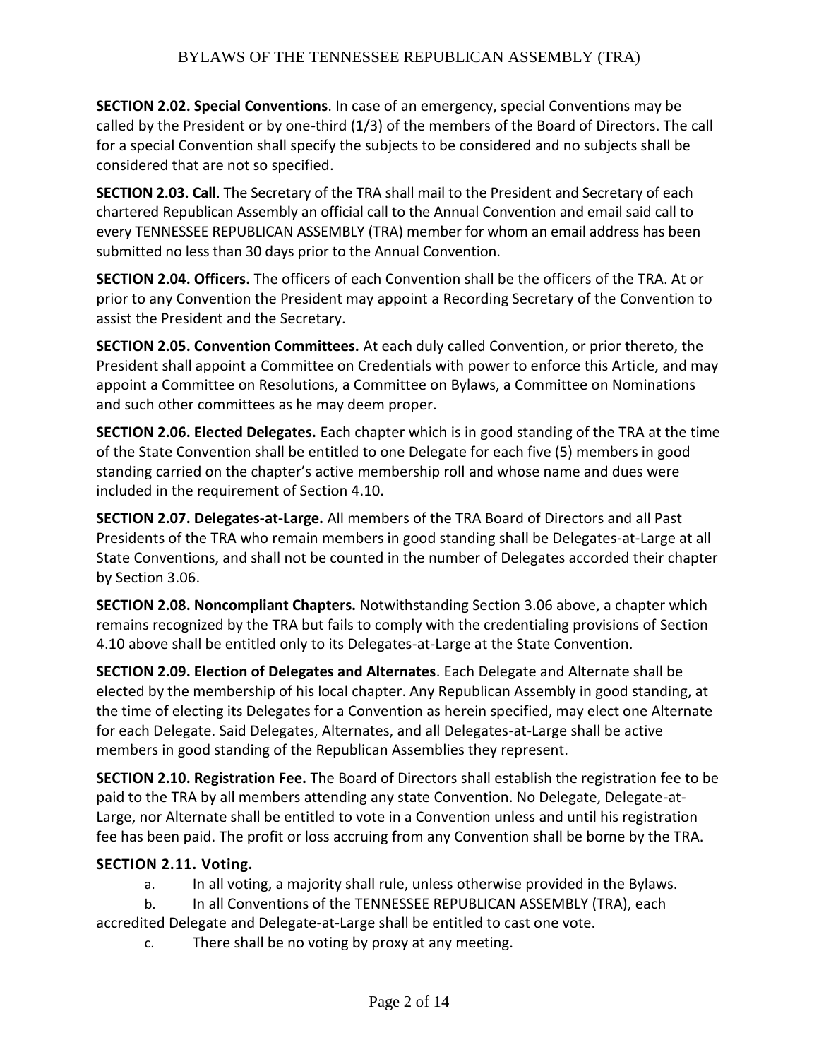**SECTION 2.02. Special Conventions**. In case of an emergency, special Conventions may be called by the President or by one-third (1/3) of the members of the Board of Directors. The call for a special Convention shall specify the subjects to be considered and no subjects shall be considered that are not so specified.

**SECTION 2.03. Call**. The Secretary of the TRA shall mail to the President and Secretary of each chartered Republican Assembly an official call to the Annual Convention and email said call to every TENNESSEE REPUBLICAN ASSEMBLY (TRA) member for whom an email address has been submitted no less than 30 days prior to the Annual Convention.

**SECTION 2.04. Officers.** The officers of each Convention shall be the officers of the TRA. At or prior to any Convention the President may appoint a Recording Secretary of the Convention to assist the President and the Secretary.

**SECTION 2.05. Convention Committees.** At each duly called Convention, or prior thereto, the President shall appoint a Committee on Credentials with power to enforce this Article, and may appoint a Committee on Resolutions, a Committee on Bylaws, a Committee on Nominations and such other committees as he may deem proper.

**SECTION 2.06. Elected Delegates.** Each chapter which is in good standing of the TRA at the time of the State Convention shall be entitled to one Delegate for each five (5) members in good standing carried on the chapter's active membership roll and whose name and dues were included in the requirement of Section 4.10.

**SECTION 2.07. Delegates-at-Large.** All members of the TRA Board of Directors and all Past Presidents of the TRA who remain members in good standing shall be Delegates-at-Large at all State Conventions, and shall not be counted in the number of Delegates accorded their chapter by Section 3.06.

**SECTION 2.08. Noncompliant Chapters.** Notwithstanding Section 3.06 above, a chapter which remains recognized by the TRA but fails to comply with the credentialing provisions of Section 4.10 above shall be entitled only to its Delegates-at-Large at the State Convention.

**SECTION 2.09. Election of Delegates and Alternates**. Each Delegate and Alternate shall be elected by the membership of his local chapter. Any Republican Assembly in good standing, at the time of electing its Delegates for a Convention as herein specified, may elect one Alternate for each Delegate. Said Delegates, Alternates, and all Delegates-at-Large shall be active members in good standing of the Republican Assemblies they represent.

**SECTION 2.10. Registration Fee.** The Board of Directors shall establish the registration fee to be paid to the TRA by all members attending any state Convention. No Delegate, Delegate-at-Large, nor Alternate shall be entitled to vote in a Convention unless and until his registration fee has been paid. The profit or loss accruing from any Convention shall be borne by the TRA.

**SECTION 2.11. Voting.**

a. In all voting, a majority shall rule, unless otherwise provided in the Bylaws.

b. In all Conventions of the TENNESSEE REPUBLICAN ASSEMBLY (TRA), each accredited Delegate and Delegate-at-Large shall be entitled to cast one vote.

c. There shall be no voting by proxy at any meeting.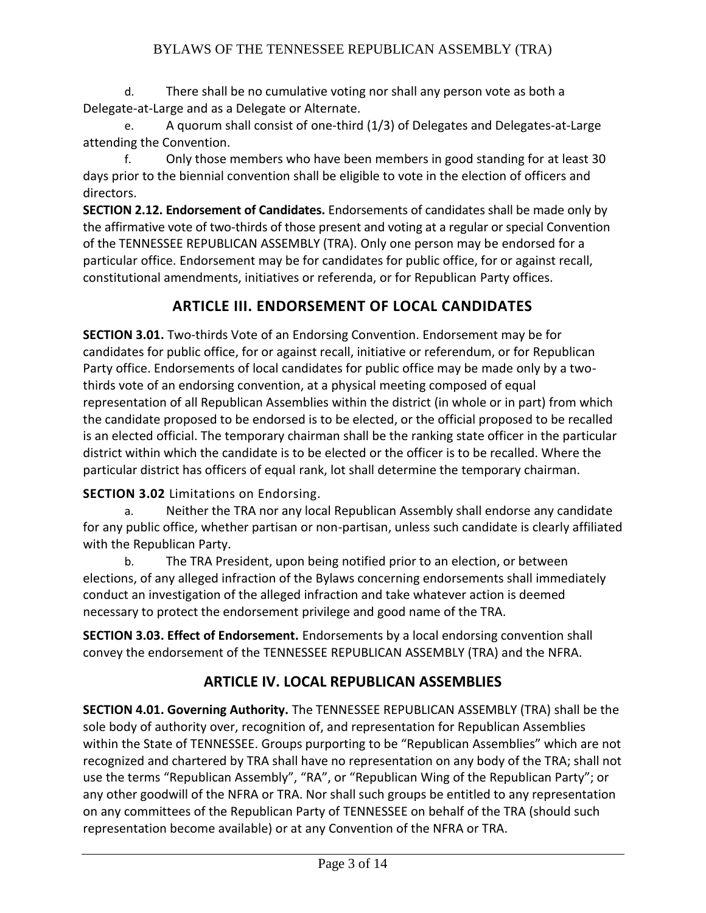d. There shall be no cumulative voting nor shall any person vote as both a Delegate-at-Large and as a Delegate or Alternate.

e. A quorum shall consist of one-third (1/3) of Delegates and Delegates-at-Large attending the Convention.

f. Only those members who have been members in good standing for at least 30 days prior to the biennial convention shall be eligible to vote in the election of officers and directors.

**SECTION 2.12. Endorsement of Candidates.** Endorsements of candidates shall be made only by the affirmative vote of two-thirds of those present and voting at a regular or special Convention of the TENNESSEE REPUBLICAN ASSEMBLY (TRA). Only one person may be endorsed for a particular office. Endorsement may be for candidates for public office, for or against recall, constitutional amendments, initiatives or referenda, or for Republican Party offices.

## ARTICLE III. ENDORSEMENT OF LOCAL CANDIDATES

**SECTION 3.01.** Two-thirds Vote of an Endorsing Convention. Endorsement may be for candidates for public office, for or against recall, initiative or referendum, or for Republican Party office. Endorsements of local candidates for public office may be made only by a two-thirds vote of an endorsing convention, at a physical meeting composed of equal representation of all Republican Assemblies within the district (in whole or in part) from which the candidate proposed to be endorsed is to be elected, or the official proposed to be recalled is an elected official. The temporary chairman shall be the ranking state officer in the particular district within which the candidate is to be elected or the officer is to be recalled. Where the particular district has officers of equal rank, lot shall determine the temporary chairman.

**SECTION 3.02** Limitations on Endorsing.

a. Neither the TRA nor any local Republican Assembly shall endorse any candidate for any public office, whether partisan or non-partisan, unless such candidate is clearly affiliated with the Republican Party.

b. The TRA President, upon being notified prior to an election, or between elections, of any alleged infraction of the Bylaws concerning endorsements shall immediately conduct an investigation of the alleged infraction and take whatever action is deemed necessary to protect the endorsement privilege and good name of the TRA.

**SECTION 3.03. Effect of Endorsement.** Endorsements by a local endorsing convention shall convey the endorsement of the TENNESSEE REPUBLICAN ASSEMBLY (TRA) and the NFRA.

## ARTICLE IV. LOCAL REPUBLICAN ASSEMBLIES

**SECTION 4.01. Governing Authority.** The TENNESSEE REPUBLICAN ASSEMBLY (TRA) shall be the sole body of authority over, recognition of, and representation for Republican Assemblies within the State of TENNESSEE. Groups purporting to be "Republican Assemblies" which are not recognized and chartered by TRA shall have no representation on any body of the TRA; shall not use the terms "Republican Assembly", "RA", or "Republican Wing of the Republican Party"; or any other goodwill of the NFRA or TRA. Nor shall such groups be entitled to any representation on any committees of the Republican Party of TENNESSEE on behalf of the TRA (should such representation become available) or at any Convention of the NFRA or TRA.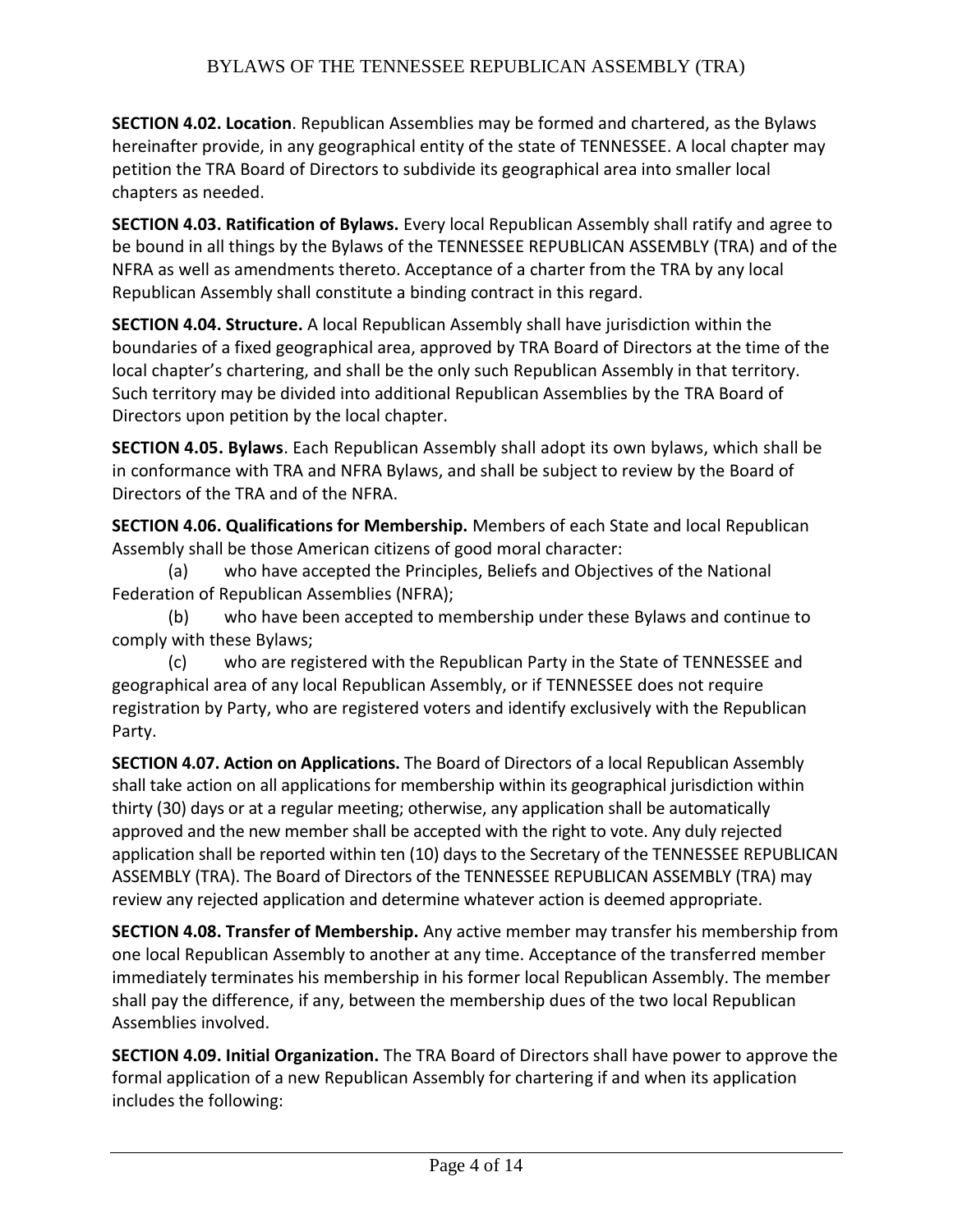**SECTION 4.02. Location**. Republican Assemblies may be formed and chartered, as the Bylaws hereinafter provide, in any geographical entity of the state of TENNESSEE. A local chapter may petition the TRA Board of Directors to subdivide its geographical area into smaller local chapters as needed.

**SECTION 4.03. Ratification of Bylaws.** Every local Republican Assembly shall ratify and agree to be bound in all things by the Bylaws of the TENNESSEE REPUBLICAN ASSEMBLY (TRA) and of the NFRA as well as amendments thereto. Acceptance of a charter from the TRA by any local Republican Assembly shall constitute a binding contract in this regard.

**SECTION 4.04. Structure.** A local Republican Assembly shall have jurisdiction within the boundaries of a fixed geographical area, approved by TRA Board of Directors at the time of the local chapter's chartering, and shall be the only such Republican Assembly in that territory. Such territory may be divided into additional Republican Assemblies by the TRA Board of Directors upon petition by the local chapter.

**SECTION 4.05. Bylaws**. Each Republican Assembly shall adopt its own bylaws, which shall be in conformance with TRA and NFRA Bylaws, and shall be subject to review by the Board of Directors of the TRA and of the NFRA.

**SECTION 4.06. Qualifications for Membership.** Members of each State and local Republican Assembly shall be those American citizens of good moral character:

(a) who have accepted the Principles, Beliefs and Objectives of the National Federation of Republican Assemblies (NFRA);

(b) who have been accepted to membership under these Bylaws and continue to comply with these Bylaws;

(c) who are registered with the Republican Party in the State of TENNESSEE and geographical area of any local Republican Assembly, or if TENNESSEE does not require registration by Party, who are registered voters and identify exclusively with the Republican Party.

**SECTION 4.07. Action on Applications.** The Board of Directors of a local Republican Assembly shall take action on all applications for membership within its geographical jurisdiction within thirty (30) days or at a regular meeting; otherwise, any application shall be automatically approved and the new member shall be accepted with the right to vote. Any duly rejected application shall be reported within ten (10) days to the Secretary of the TENNESSEE REPUBLICAN ASSEMBLY (TRA). The Board of Directors of the TENNESSEE REPUBLICAN ASSEMBLY (TRA) may review any rejected application and determine whatever action is deemed appropriate.

**SECTION 4.08. Transfer of Membership.** Any active member may transfer his membership from one local Republican Assembly to another at any time. Acceptance of the transferred member immediately terminates his membership in his former local Republican Assembly. The member shall pay the difference, if any, between the membership dues of the two local Republican Assemblies involved.

**SECTION 4.09. Initial Organization.** The TRA Board of Directors shall have power to approve the formal application of a new Republican Assembly for chartering if and when its application includes the following: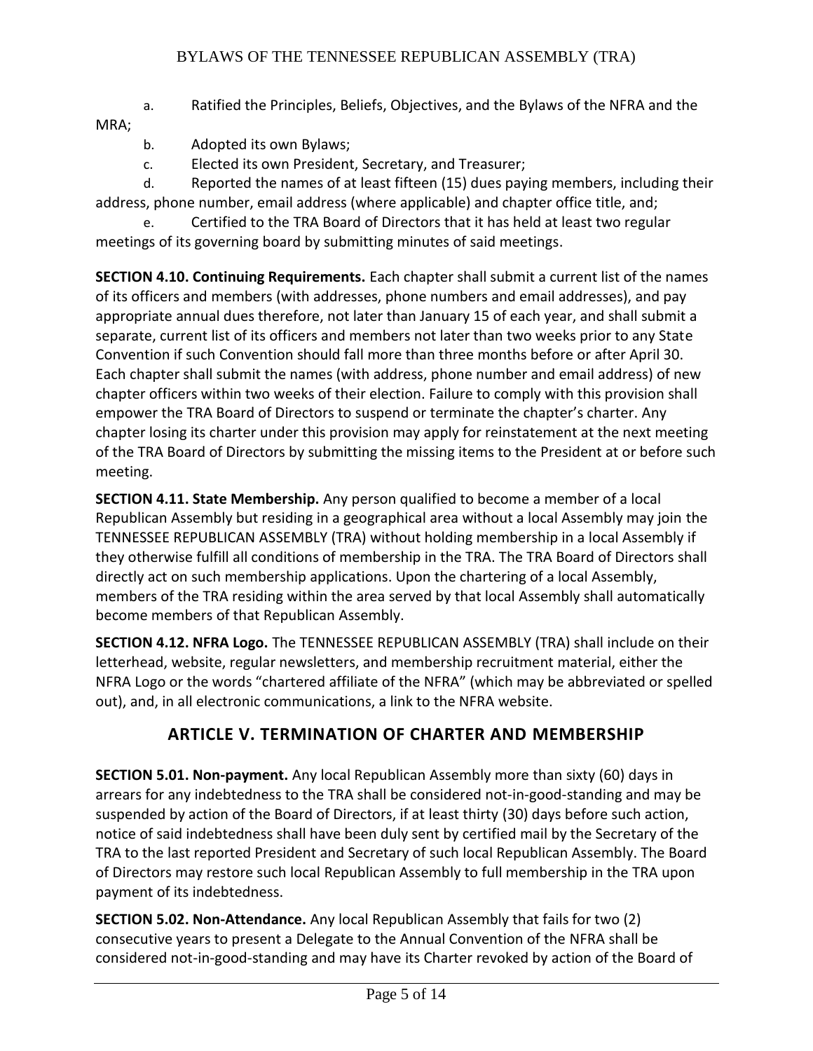a. Ratified the Principles, Beliefs, Objectives, and the Bylaws of the NFRA and the MRA;

b. Adopted its own Bylaws;

c. Elected its own President, Secretary, and Treasurer;

d. Reported the names of at least fifteen (15) dues paying members, including their address, phone number, email address (where applicable) and chapter office title, and;

e. Certified to the TRA Board of Directors that it has held at least two regular meetings of its governing board by submitting minutes of said meetings.

**SECTION 4.10. Continuing Requirements.** Each chapter shall submit a current list of the names of its officers and members (with addresses, phone numbers and email addresses), and pay appropriate annual dues therefore, not later than January 15 of each year, and shall submit a separate, current list of its officers and members not later than two weeks prior to any State Convention if such Convention should fall more than three months before or after April 30. Each chapter shall submit the names (with address, phone number and email address) of new chapter officers within two weeks of their election. Failure to comply with this provision shall empower the TRA Board of Directors to suspend or terminate the chapter's charter. Any chapter losing its charter under this provision may apply for reinstatement at the next meeting of the TRA Board of Directors by submitting the missing items to the President at or before such meeting.

**SECTION 4.11. State Membership.** Any person qualified to become a member of a local Republican Assembly but residing in a geographical area without a local Assembly may join the TENNESSEE REPUBLICAN ASSEMBLY (TRA) without holding membership in a local Assembly if they otherwise fulfill all conditions of membership in the TRA. The TRA Board of Directors shall directly act on such membership applications. Upon the chartering of a local Assembly, members of the TRA residing within the area served by that local Assembly shall automatically become members of that Republican Assembly.

**SECTION 4.12. NFRA Logo.** The TENNESSEE REPUBLICAN ASSEMBLY (TRA) shall include on their letterhead, website, regular newsletters, and membership recruitment material, either the NFRA Logo or the words "chartered affiliate of the NFRA" (which may be abbreviated or spelled out), and, in all electronic communications, a link to the NFRA website.

## ARTICLE V. TERMINATION OF CHARTER AND MEMBERSHIP

**SECTION 5.01. Non-payment.** Any local Republican Assembly more than sixty (60) days in arrears for any indebtedness to the TRA shall be considered not-in-good-standing and may be suspended by action of the Board of Directors, if at least thirty (30) days before such action, notice of said indebtedness shall have been duly sent by certified mail by the Secretary of the TRA to the last reported President and Secretary of such local Republican Assembly. The Board of Directors may restore such local Republican Assembly to full membership in the TRA upon payment of its indebtedness.

**SECTION 5.02. Non-Attendance.** Any local Republican Assembly that fails for two (2) consecutive years to present a Delegate to the Annual Convention of the NFRA shall be considered not-in-good-standing and may have its Charter revoked by action of the Board of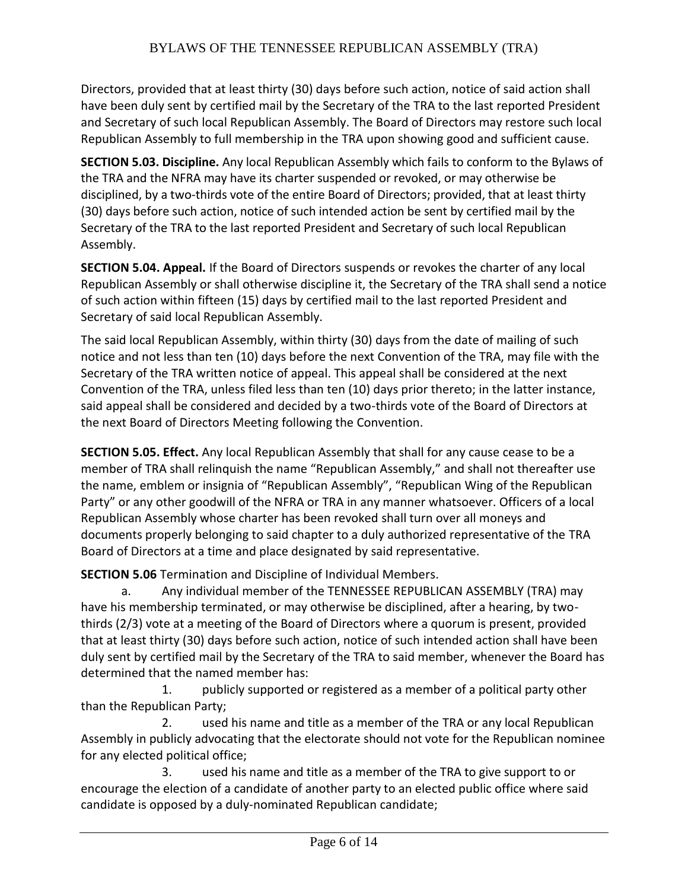Directors, provided that at least thirty (30) days before such action, notice of said action shall have been duly sent by certified mail by the Secretary of the TRA to the last reported President and Secretary of such local Republican Assembly. The Board of Directors may restore such local Republican Assembly to full membership in the TRA upon showing good and sufficient cause.

**SECTION 5.03. Discipline.** Any local Republican Assembly which fails to conform to the Bylaws of the TRA and the NFRA may have its charter suspended or revoked, or may otherwise be disciplined, by a two-thirds vote of the entire Board of Directors; provided, that at least thirty (30) days before such action, notice of such intended action be sent by certified mail by the Secretary of the TRA to the last reported President and Secretary of such local Republican Assembly.

**SECTION 5.04. Appeal.** If the Board of Directors suspends or revokes the charter of any local Republican Assembly or shall otherwise discipline it, the Secretary of the TRA shall send a notice of such action within fifteen (15) days by certified mail to the last reported President and Secretary of said local Republican Assembly.

The said local Republican Assembly, within thirty (30) days from the date of mailing of such notice and not less than ten (10) days before the next Convention of the TRA, may file with the Secretary of the TRA written notice of appeal. This appeal shall be considered at the next Convention of the TRA, unless filed less than ten (10) days prior thereto; in the latter instance, said appeal shall be considered and decided by a two-thirds vote of the Board of Directors at the next Board of Directors Meeting following the Convention.

**SECTION 5.05. Effect.** Any local Republican Assembly that shall for any cause cease to be a member of TRA shall relinquish the name "Republican Assembly," and shall not thereafter use the name, emblem or insignia of "Republican Assembly", "Republican Wing of the Republican Party" or any other goodwill of the NFRA or TRA in any manner whatsoever. Officers of a local Republican Assembly whose charter has been revoked shall turn over all moneys and documents properly belonging to said chapter to a duly authorized representative of the TRA Board of Directors at a time and place designated by said representative.

**SECTION 5.06** Termination and Discipline of Individual Members.

a. Any individual member of the TENNESSEE REPUBLICAN ASSEMBLY (TRA) may have his membership terminated, or may otherwise be disciplined, after a hearing, by two-thirds (2/3) vote at a meeting of the Board of Directors where a quorum is present, provided that at least thirty (30) days before such action, notice of such intended action shall have been duly sent by certified mail by the Secretary of the TRA to said member, whenever the Board has determined that the named member has:

1. publicly supported or registered as a member of a political party other than the Republican Party;
2. used his name and title as a member of the TRA or any local Republican Assembly in publicly advocating that the electorate should not vote for the Republican nominee for any elected political office;
3. used his name and title as a member of the TRA to give support to or encourage the election of a candidate of another party to an elected public office where said candidate is opposed by a duly-nominated Republican candidate;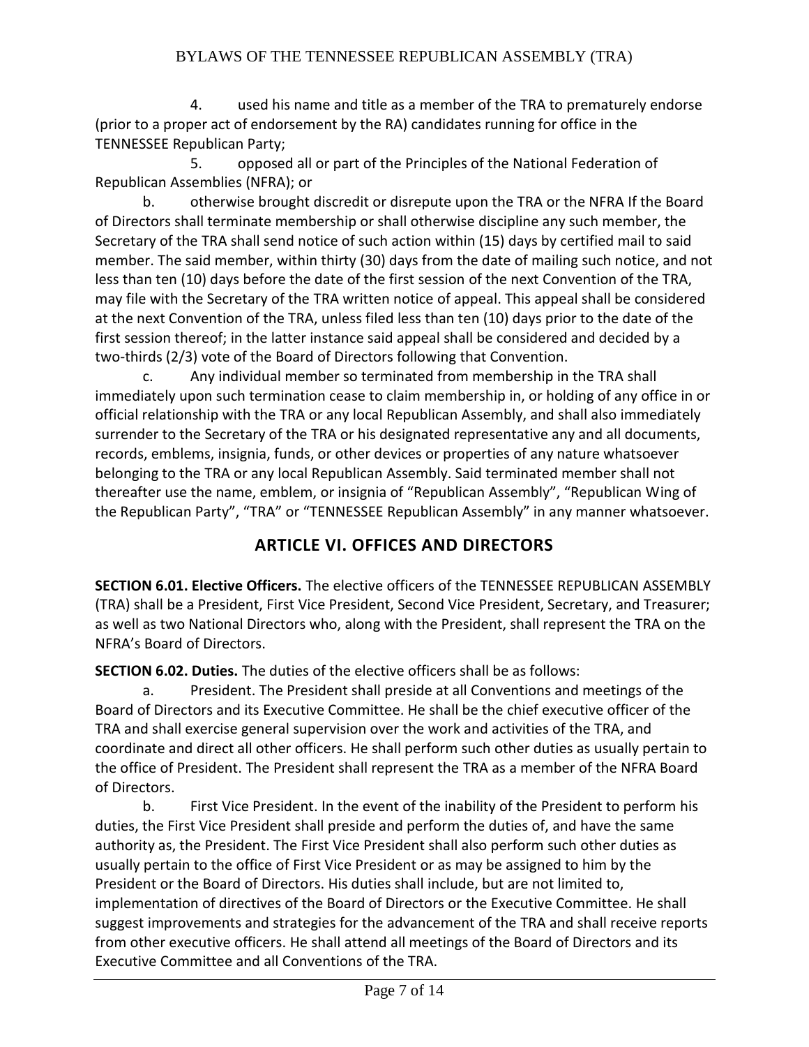4. used his name and title as a member of the TRA to prematurely endorse (prior to a proper act of endorsement by the RA) candidates running for office in the TENNESSEE Republican Party;

5. opposed all or part of the Principles of the National Federation of Republican Assemblies (NFRA); or

b. otherwise brought discredit or disrepute upon the TRA or the NFRA If the Board of Directors shall terminate membership or shall otherwise discipline any such member, the Secretary of the TRA shall send notice of such action within (15) days by certified mail to said member. The said member, within thirty (30) days from the date of mailing such notice, and not less than ten (10) days before the date of the first session of the next Convention of the TRA, may file with the Secretary of the TRA written notice of appeal. This appeal shall be considered at the next Convention of the TRA, unless filed less than ten (10) days prior to the date of the first session thereof; in the latter instance said appeal shall be considered and decided by a two-thirds (2/3) vote of the Board of Directors following that Convention.

c. Any individual member so terminated from membership in the TRA shall immediately upon such termination cease to claim membership in, or holding of any office in or official relationship with the TRA or any local Republican Assembly, and shall also immediately surrender to the Secretary of the TRA or his designated representative any and all documents, records, emblems, insignia, funds, or other devices or properties of any nature whatsoever belonging to the TRA or any local Republican Assembly. Said terminated member shall not thereafter use the name, emblem, or insignia of "Republican Assembly", "Republican Wing of the Republican Party", "TRA" or "TENNESSEE Republican Assembly" in any manner whatsoever.

## ARTICLE VI. OFFICES AND DIRECTORS

**SECTION 6.01. Elective Officers.** The elective officers of the TENNESSEE REPUBLICAN ASSEMBLY (TRA) shall be a President, First Vice President, Second Vice President, Secretary, and Treasurer; as well as two National Directors who, along with the President, shall represent the TRA on the NFRA's Board of Directors.

**SECTION 6.02. Duties.** The duties of the elective officers shall be as follows:

a. President. The President shall preside at all Conventions and meetings of the Board of Directors and its Executive Committee. He shall be the chief executive officer of the TRA and shall exercise general supervision over the work and activities of the TRA, and coordinate and direct all other officers. He shall perform such other duties as usually pertain to the office of President. The President shall represent the TRA as a member of the NFRA Board of Directors.

b. First Vice President. In the event of the inability of the President to perform his duties, the First Vice President shall preside and perform the duties of, and have the same authority as, the President. The First Vice President shall also perform such other duties as usually pertain to the office of First Vice President or as may be assigned to him by the President or the Board of Directors. His duties shall include, but are not limited to, implementation of directives of the Board of Directors or the Executive Committee. He shall suggest improvements and strategies for the advancement of the TRA and shall receive reports from other executive officers. He shall attend all meetings of the Board of Directors and its Executive Committee and all Conventions of the TRA.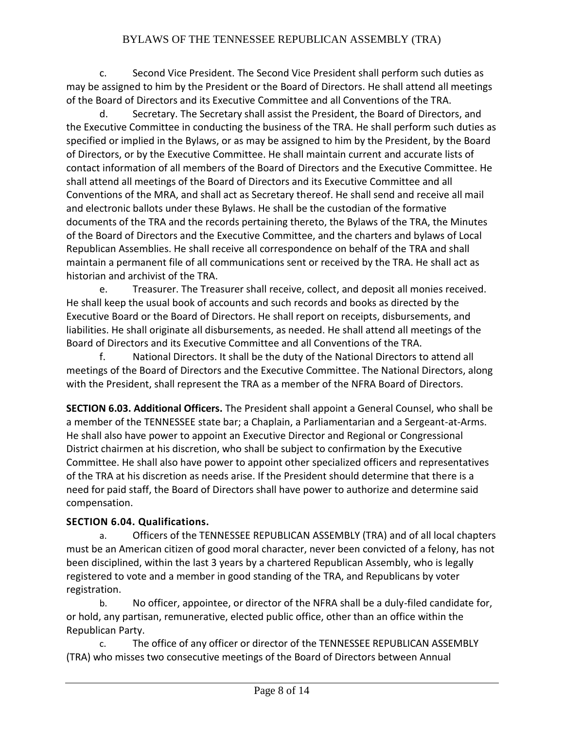c. Second Vice President. The Second Vice President shall perform such duties as may be assigned to him by the President or the Board of Directors. He shall attend all meetings of the Board of Directors and its Executive Committee and all Conventions of the TRA.

d. Secretary. The Secretary shall assist the President, the Board of Directors, and the Executive Committee in conducting the business of the TRA. He shall perform such duties as specified or implied in the Bylaws, or as may be assigned to him by the President, by the Board of Directors, or by the Executive Committee. He shall maintain current and accurate lists of contact information of all members of the Board of Directors and the Executive Committee. He shall attend all meetings of the Board of Directors and its Executive Committee and all Conventions of the MRA, and shall act as Secretary thereof. He shall send and receive all mail and electronic ballots under these Bylaws. He shall be the custodian of the formative documents of the TRA and the records pertaining thereto, the Bylaws of the TRA, the Minutes of the Board of Directors and the Executive Committee, and the charters and bylaws of Local Republican Assemblies. He shall receive all correspondence on behalf of the TRA and shall maintain a permanent file of all communications sent or received by the TRA. He shall act as historian and archivist of the TRA.

e. Treasurer. The Treasurer shall receive, collect, and deposit all monies received. He shall keep the usual book of accounts and such records and books as directed by the Executive Board or the Board of Directors. He shall report on receipts, disbursements, and liabilities. He shall originate all disbursements, as needed. He shall attend all meetings of the Board of Directors and its Executive Committee and all Conventions of the TRA.

f. National Directors. It shall be the duty of the National Directors to attend all meetings of the Board of Directors and the Executive Committee. The National Directors, along with the President, shall represent the TRA as a member of the NFRA Board of Directors.

**SECTION 6.03. Additional Officers.** The President shall appoint a General Counsel, who shall be a member of the TENNESSEE state bar; a Chaplain, a Parliamentarian and a Sergeant-at-Arms. He shall also have power to appoint an Executive Director and Regional or Congressional District chairmen at his discretion, who shall be subject to confirmation by the Executive Committee. He shall also have power to appoint other specialized officers and representatives of the TRA at his discretion as needs arise. If the President should determine that there is a need for paid staff, the Board of Directors shall have power to authorize and determine said compensation.

**SECTION 6.04. Qualifications.**

a. Officers of the TENNESSEE REPUBLICAN ASSEMBLY (TRA) and of all local chapters must be an American citizen of good moral character, never been convicted of a felony, has not been disciplined, within the last 3 years by a chartered Republican Assembly, who is legally registered to vote and a member in good standing of the TRA, and Republicans by voter registration.

b. No officer, appointee, or director of the NFRA shall be a duly-filed candidate for, or hold, any partisan, remunerative, elected public office, other than an office within the Republican Party.

c. The office of any officer or director of the TENNESSEE REPUBLICAN ASSEMBLY (TRA) who misses two consecutive meetings of the Board of Directors between Annual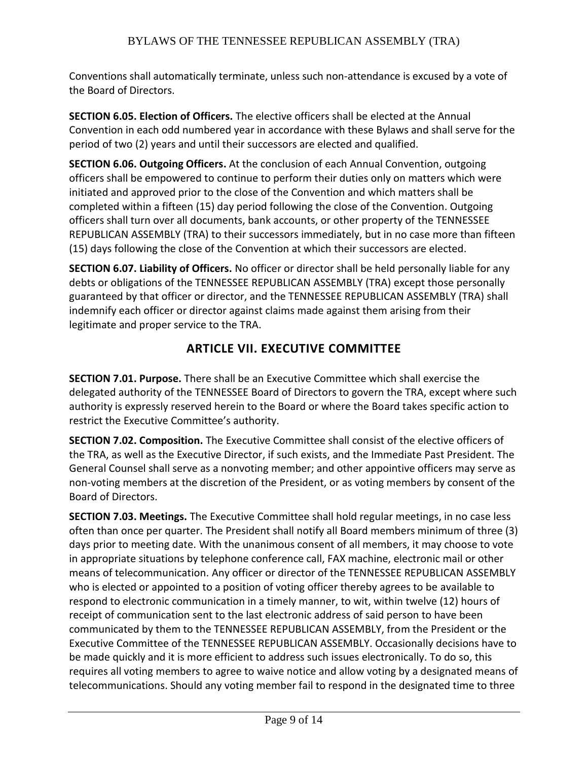Conventions shall automatically terminate, unless such non-attendance is excused by a vote of the Board of Directors.

**SECTION 6.05. Election of Officers.** The elective officers shall be elected at the Annual Convention in each odd numbered year in accordance with these Bylaws and shall serve for the period of two (2) years and until their successors are elected and qualified.

**SECTION 6.06. Outgoing Officers.** At the conclusion of each Annual Convention, outgoing officers shall be empowered to continue to perform their duties only on matters which were initiated and approved prior to the close of the Convention and which matters shall be completed within a fifteen (15) day period following the close of the Convention. Outgoing officers shall turn over all documents, bank accounts, or other property of the TENNESSEE REPUBLICAN ASSEMBLY (TRA) to their successors immediately, but in no case more than fifteen (15) days following the close of the Convention at which their successors are elected.

**SECTION 6.07. Liability of Officers.** No officer or director shall be held personally liable for any debts or obligations of the TENNESSEE REPUBLICAN ASSEMBLY (TRA) except those personally guaranteed by that officer or director, and the TENNESSEE REPUBLICAN ASSEMBLY (TRA) shall indemnify each officer or director against claims made against them arising from their legitimate and proper service to the TRA.

## ARTICLE VII. EXECUTIVE COMMITTEE

**SECTION 7.01. Purpose.** There shall be an Executive Committee which shall exercise the delegated authority of the TENNESSEE Board of Directors to govern the TRA, except where such authority is expressly reserved herein to the Board or where the Board takes specific action to restrict the Executive Committee's authority.

**SECTION 7.02. Composition.** The Executive Committee shall consist of the elective officers of the TRA, as well as the Executive Director, if such exists, and the Immediate Past President. The General Counsel shall serve as a nonvoting member; and other appointive officers may serve as non-voting members at the discretion of the President, or as voting members by consent of the Board of Directors.

**SECTION 7.03. Meetings.** The Executive Committee shall hold regular meetings, in no case less often than once per quarter. The President shall notify all Board members minimum of three (3) days prior to meeting date. With the unanimous consent of all members, it may choose to vote in appropriate situations by telephone conference call, FAX machine, electronic mail or other means of telecommunication. Any officer or director of the TENNESSEE REPUBLICAN ASSEMBLY who is elected or appointed to a position of voting officer thereby agrees to be available to respond to electronic communication in a timely manner, to wit, within twelve (12) hours of receipt of communication sent to the last electronic address of said person to have been communicated by them to the TENNESSEE REPUBLICAN ASSEMBLY, from the President or the Executive Committee of the TENNESSEE REPUBLICAN ASSEMBLY. Occasionally decisions have to be made quickly and it is more efficient to address such issues electronically. To do so, this requires all voting members to agree to waive notice and allow voting by a designated means of telecommunications. Should any voting member fail to respond in the designated time to three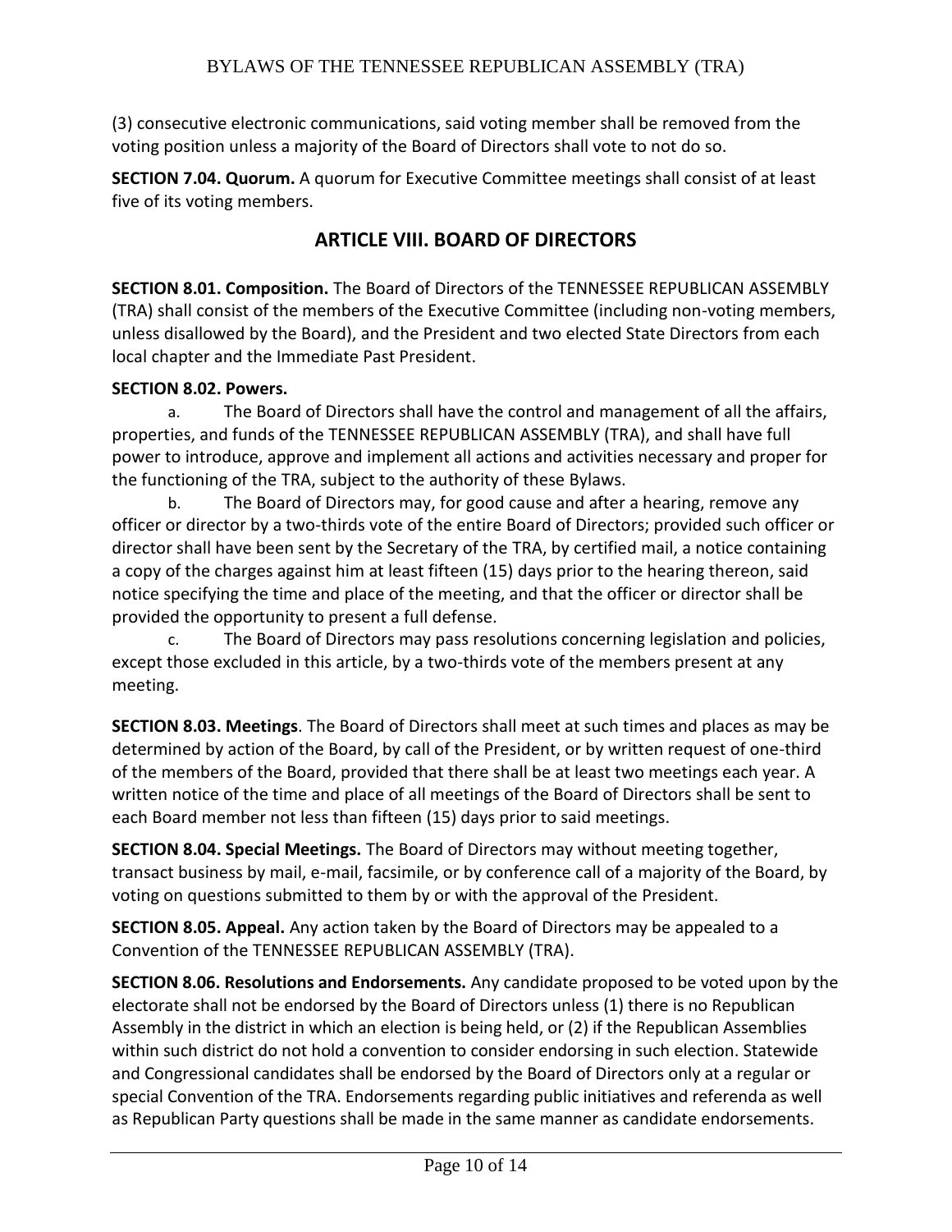(3) consecutive electronic communications, said voting member shall be removed from the voting position unless a majority of the Board of Directors shall vote to not do so.

**SECTION 7.04. Quorum.** A quorum for Executive Committee meetings shall consist of at least five of its voting members.

## ARTICLE VIII. BOARD OF DIRECTORS

**SECTION 8.01. Composition.** The Board of Directors of the TENNESSEE REPUBLICAN ASSEMBLY (TRA) shall consist of the members of the Executive Committee (including non-voting members, unless disallowed by the Board), and the President and two elected State Directors from each local chapter and the Immediate Past President.

**SECTION 8.02. Powers.**

a. The Board of Directors shall have the control and management of all the affairs, properties, and funds of the TENNESSEE REPUBLICAN ASSEMBLY (TRA), and shall have full power to introduce, approve and implement all actions and activities necessary and proper for the functioning of the TRA, subject to the authority of these Bylaws.

b. The Board of Directors may, for good cause and after a hearing, remove any officer or director by a two-thirds vote of the entire Board of Directors; provided such officer or director shall have been sent by the Secretary of the TRA, by certified mail, a notice containing a copy of the charges against him at least fifteen (15) days prior to the hearing thereon, said notice specifying the time and place of the meeting, and that the officer or director shall be provided the opportunity to present a full defense.

c. The Board of Directors may pass resolutions concerning legislation and policies, except those excluded in this article, by a two-thirds vote of the members present at any meeting.

**SECTION 8.03. Meetings**. The Board of Directors shall meet at such times and places as may be determined by action of the Board, by call of the President, or by written request of one-third of the members of the Board, provided that there shall be at least two meetings each year. A written notice of the time and place of all meetings of the Board of Directors shall be sent to each Board member not less than fifteen (15) days prior to said meetings.

**SECTION 8.04. Special Meetings.** The Board of Directors may without meeting together, transact business by mail, e-mail, facsimile, or by conference call of a majority of the Board, by voting on questions submitted to them by or with the approval of the President.

**SECTION 8.05. Appeal.** Any action taken by the Board of Directors may be appealed to a Convention of the TENNESSEE REPUBLICAN ASSEMBLY (TRA).

**SECTION 8.06. Resolutions and Endorsements.** Any candidate proposed to be voted upon by the electorate shall not be endorsed by the Board of Directors unless (1) there is no Republican Assembly in the district in which an election is being held, or (2) if the Republican Assemblies within such district do not hold a convention to consider endorsing in such election. Statewide and Congressional candidates shall be endorsed by the Board of Directors only at a regular or special Convention of the TRA. Endorsements regarding public initiatives and referenda as well as Republican Party questions shall be made in the same manner as candidate endorsements.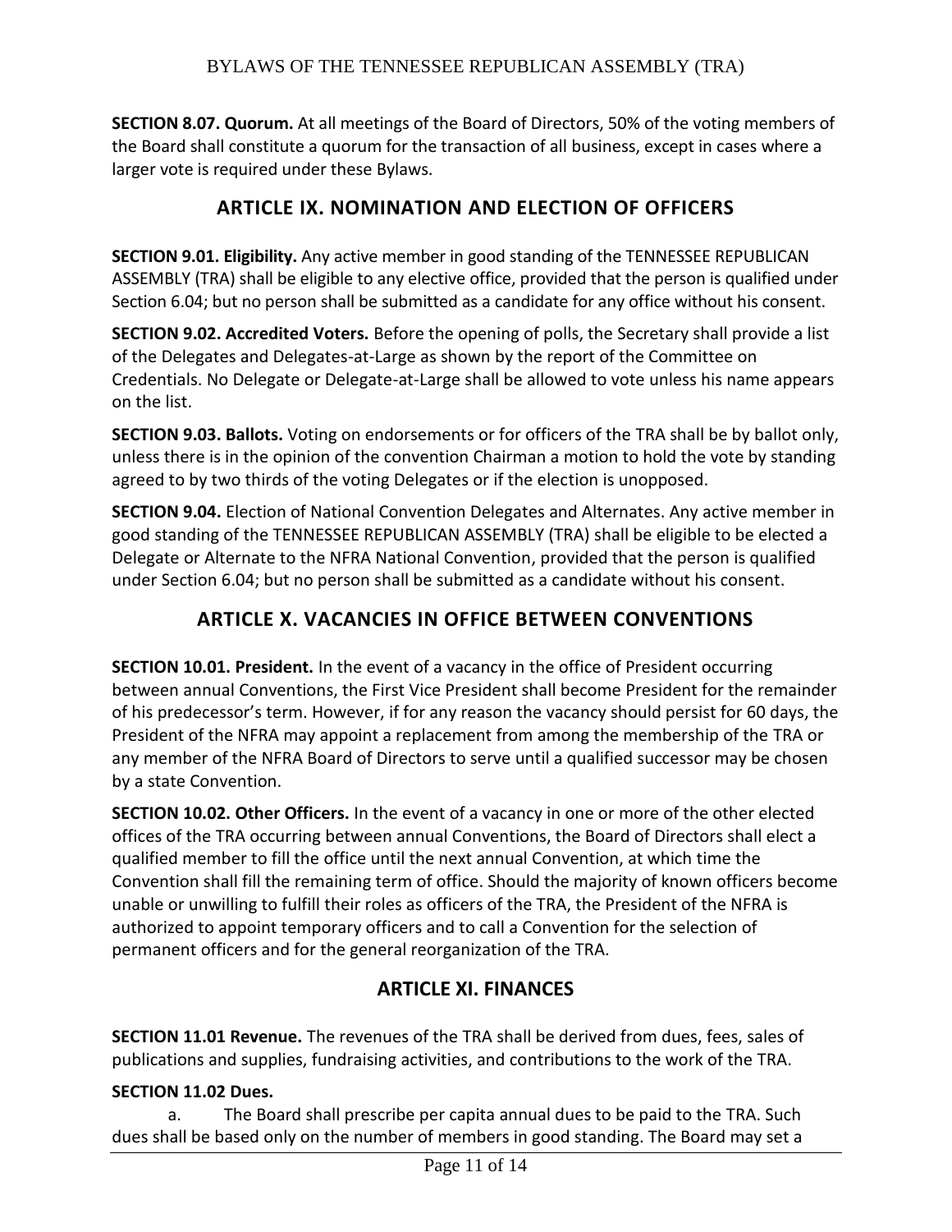**SECTION 8.07. Quorum.** At all meetings of the Board of Directors, 50% of the voting members of the Board shall constitute a quorum for the transaction of all business, except in cases where a larger vote is required under these Bylaws.

## ARTICLE IX. NOMINATION AND ELECTION OF OFFICERS

**SECTION 9.01. Eligibility.** Any active member in good standing of the TENNESSEE REPUBLICAN ASSEMBLY (TRA) shall be eligible to any elective office, provided that the person is qualified under Section 6.04; but no person shall be submitted as a candidate for any office without his consent.

**SECTION 9.02. Accredited Voters.** Before the opening of polls, the Secretary shall provide a list of the Delegates and Delegates-at-Large as shown by the report of the Committee on Credentials. No Delegate or Delegate-at-Large shall be allowed to vote unless his name appears on the list.

**SECTION 9.03. Ballots.** Voting on endorsements or for officers of the TRA shall be by ballot only, unless there is in the opinion of the convention Chairman a motion to hold the vote by standing agreed to by two thirds of the voting Delegates or if the election is unopposed.

**SECTION 9.04.** Election of National Convention Delegates and Alternates. Any active member in good standing of the TENNESSEE REPUBLICAN ASSEMBLY (TRA) shall be eligible to be elected a Delegate or Alternate to the NFRA National Convention, provided that the person is qualified under Section 6.04; but no person shall be submitted as a candidate without his consent.

## ARTICLE X. VACANCIES IN OFFICE BETWEEN CONVENTIONS

**SECTION 10.01. President.** In the event of a vacancy in the office of President occurring between annual Conventions, the First Vice President shall become President for the remainder of his predecessor's term. However, if for any reason the vacancy should persist for 60 days, the President of the NFRA may appoint a replacement from among the membership of the TRA or any member of the NFRA Board of Directors to serve until a qualified successor may be chosen by a state Convention.

**SECTION 10.02. Other Officers.** In the event of a vacancy in one or more of the other elected offices of the TRA occurring between annual Conventions, the Board of Directors shall elect a qualified member to fill the office until the next annual Convention, at which time the Convention shall fill the remaining term of office. Should the majority of known officers become unable or unwilling to fulfill their roles as officers of the TRA, the President of the NFRA is authorized to appoint temporary officers and to call a Convention for the selection of permanent officers and for the general reorganization of the TRA.

## ARTICLE XI. FINANCES

**SECTION 11.01 Revenue.** The revenues of the TRA shall be derived from dues, fees, sales of publications and supplies, fundraising activities, and contributions to the work of the TRA.

**SECTION 11.02 Dues.**

a. The Board shall prescribe per capita annual dues to be paid to the TRA. Such dues shall be based only on the number of members in good standing. The Board may set a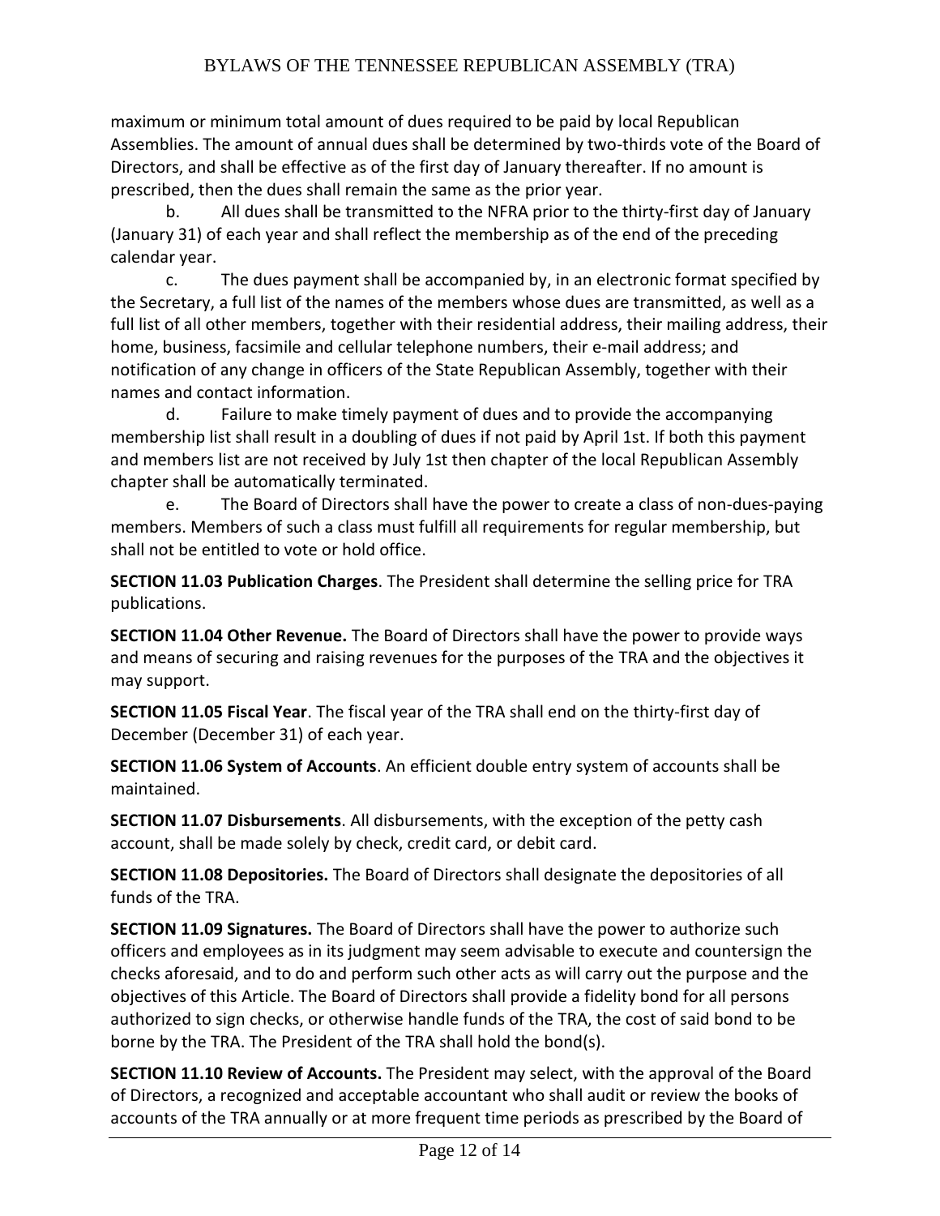maximum or minimum total amount of dues required to be paid by local Republican Assemblies. The amount of annual dues shall be determined by two-thirds vote of the Board of Directors, and shall be effective as of the first day of January thereafter. If no amount is prescribed, then the dues shall remain the same as the prior year.

b. All dues shall be transmitted to the NFRA prior to the thirty-first day of January (January 31) of each year and shall reflect the membership as of the end of the preceding calendar year.

c. The dues payment shall be accompanied by, in an electronic format specified by the Secretary, a full list of the names of the members whose dues are transmitted, as well as a full list of all other members, together with their residential address, their mailing address, their home, business, facsimile and cellular telephone numbers, their e-mail address; and notification of any change in officers of the State Republican Assembly, together with their names and contact information.

d. Failure to make timely payment of dues and to provide the accompanying membership list shall result in a doubling of dues if not paid by April 1st. If both this payment and members list are not received by July 1st then chapter of the local Republican Assembly chapter shall be automatically terminated.

e. The Board of Directors shall have the power to create a class of non-dues-paying members. Members of such a class must fulfill all requirements for regular membership, but shall not be entitled to vote or hold office.

**SECTION 11.03 Publication Charges**. The President shall determine the selling price for TRA publications.

**SECTION 11.04 Other Revenue.** The Board of Directors shall have the power to provide ways and means of securing and raising revenues for the purposes of the TRA and the objectives it may support.

**SECTION 11.05 Fiscal Year**. The fiscal year of the TRA shall end on the thirty-first day of December (December 31) of each year.

**SECTION 11.06 System of Accounts**. An efficient double entry system of accounts shall be maintained.

**SECTION 11.07 Disbursements**. All disbursements, with the exception of the petty cash account, shall be made solely by check, credit card, or debit card.

**SECTION 11.08 Depositories.** The Board of Directors shall designate the depositories of all funds of the TRA.

**SECTION 11.09 Signatures.** The Board of Directors shall have the power to authorize such officers and employees as in its judgment may seem advisable to execute and countersign the checks aforesaid, and to do and perform such other acts as will carry out the purpose and the objectives of this Article. The Board of Directors shall provide a fidelity bond for all persons authorized to sign checks, or otherwise handle funds of the TRA, the cost of said bond to be borne by the TRA. The President of the TRA shall hold the bond(s).

**SECTION 11.10 Review of Accounts.** The President may select, with the approval of the Board of Directors, a recognized and acceptable accountant who shall audit or review the books of accounts of the TRA annually or at more frequent time periods as prescribed by the Board of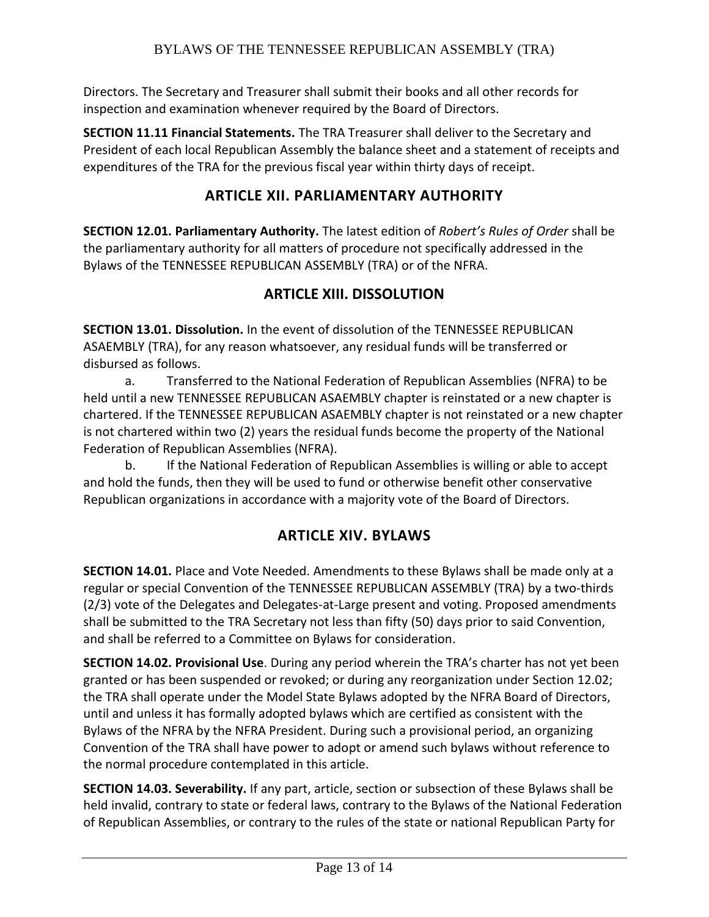Directors. The Secretary and Treasurer shall submit their books and all other records for inspection and examination whenever required by the Board of Directors.

**SECTION 11.11 Financial Statements.** The TRA Treasurer shall deliver to the Secretary and President of each local Republican Assembly the balance sheet and a statement of receipts and expenditures of the TRA for the previous fiscal year within thirty days of receipt.

## ARTICLE XII. PARLIAMENTARY AUTHORITY

**SECTION 12.01. Parliamentary Authority.** The latest edition of *Robert's Rules of Order* shall be the parliamentary authority for all matters of procedure not specifically addressed in the Bylaws of the TENNESSEE REPUBLICAN ASSEMBLY (TRA) or of the NFRA.

## ARTICLE XIII. DISSOLUTION

**SECTION 13.01. Dissolution.** In the event of dissolution of the TENNESSEE REPUBLICAN ASAEMBLY (TRA), for any reason whatsoever, any residual funds will be transferred or disbursed as follows.

a. Transferred to the National Federation of Republican Assemblies (NFRA) to be held until a new TENNESSEE REPUBLICAN ASAEMBLY chapter is reinstated or a new chapter is chartered. If the TENNESSEE REPUBLICAN ASAEMBLY chapter is not reinstated or a new chapter is not chartered within two (2) years the residual funds become the property of the National Federation of Republican Assemblies (NFRA).

b. If the National Federation of Republican Assemblies is willing or able to accept and hold the funds, then they will be used to fund or otherwise benefit other conservative Republican organizations in accordance with a majority vote of the Board of Directors.

## ARTICLE XIV. BYLAWS

**SECTION 14.01.** Place and Vote Needed. Amendments to these Bylaws shall be made only at a regular or special Convention of the TENNESSEE REPUBLICAN ASSEMBLY (TRA) by a two-thirds (2/3) vote of the Delegates and Delegates-at-Large present and voting. Proposed amendments shall be submitted to the TRA Secretary not less than fifty (50) days prior to said Convention, and shall be referred to a Committee on Bylaws for consideration.

**SECTION 14.02. Provisional Use**. During any period wherein the TRA's charter has not yet been granted or has been suspended or revoked; or during any reorganization under Section 12.02; the TRA shall operate under the Model State Bylaws adopted by the NFRA Board of Directors, until and unless it has formally adopted bylaws which are certified as consistent with the Bylaws of the NFRA by the NFRA President. During such a provisional period, an organizing Convention of the TRA shall have power to adopt or amend such bylaws without reference to the normal procedure contemplated in this article.

**SECTION 14.03. Severability.** If any part, article, section or subsection of these Bylaws shall be held invalid, contrary to state or federal laws, contrary to the Bylaws of the National Federation of Republican Assemblies, or contrary to the rules of the state or national Republican Party for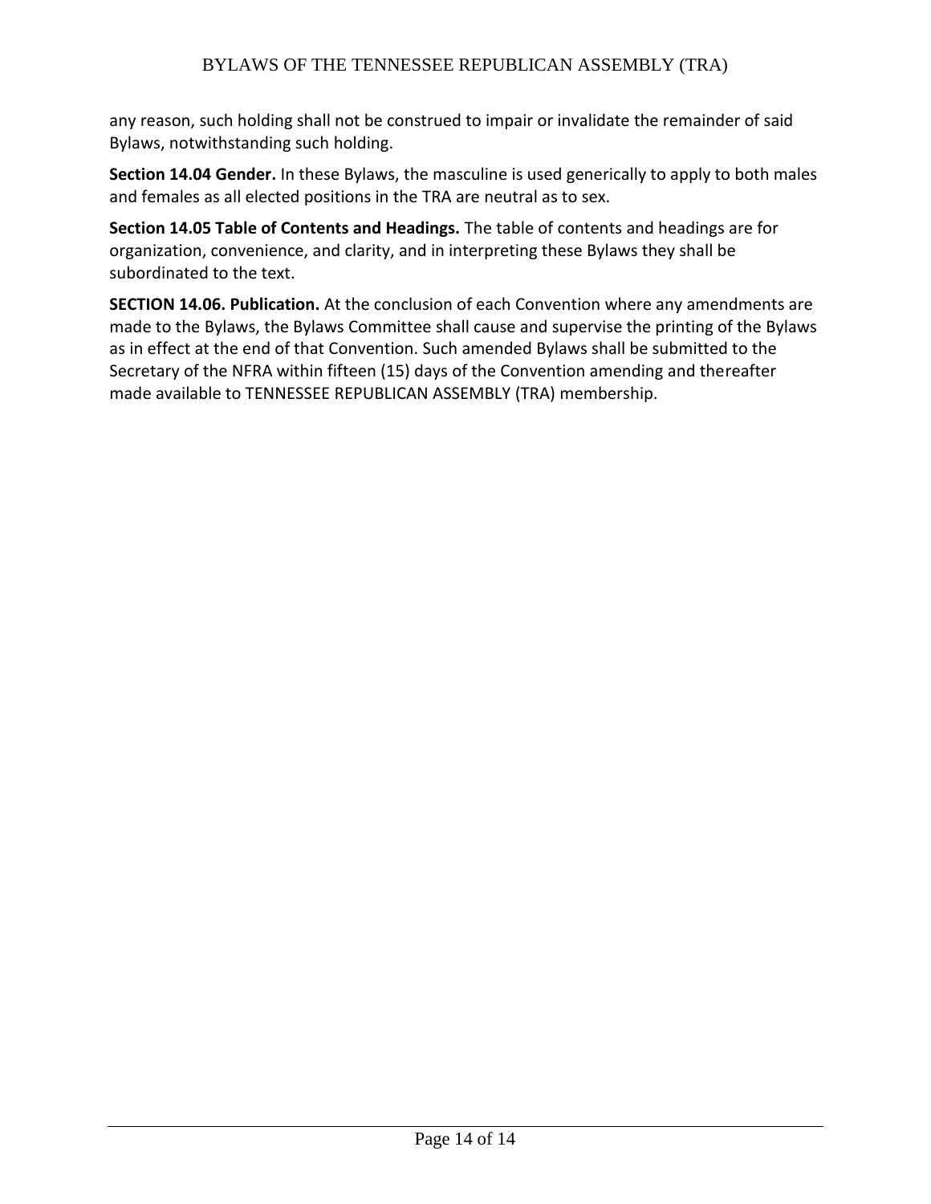any reason, such holding shall not be construed to impair or invalidate the remainder of said Bylaws, notwithstanding such holding.

**Section 14.04 Gender.** In these Bylaws, the masculine is used generically to apply to both males and females as all elected positions in the TRA are neutral as to sex.

**Section 14.05 Table of Contents and Headings.** The table of contents and headings are for organization, convenience, and clarity, and in interpreting these Bylaws they shall be subordinated to the text.

**SECTION 14.06. Publication.** At the conclusion of each Convention where any amendments are made to the Bylaws, the Bylaws Committee shall cause and supervise the printing of the Bylaws as in effect at the end of that Convention. Such amended Bylaws shall be submitted to the Secretary of the NFRA within fifteen (15) days of the Convention amending and thereafter made available to TENNESSEE REPUBLICAN ASSEMBLY (TRA) membership.